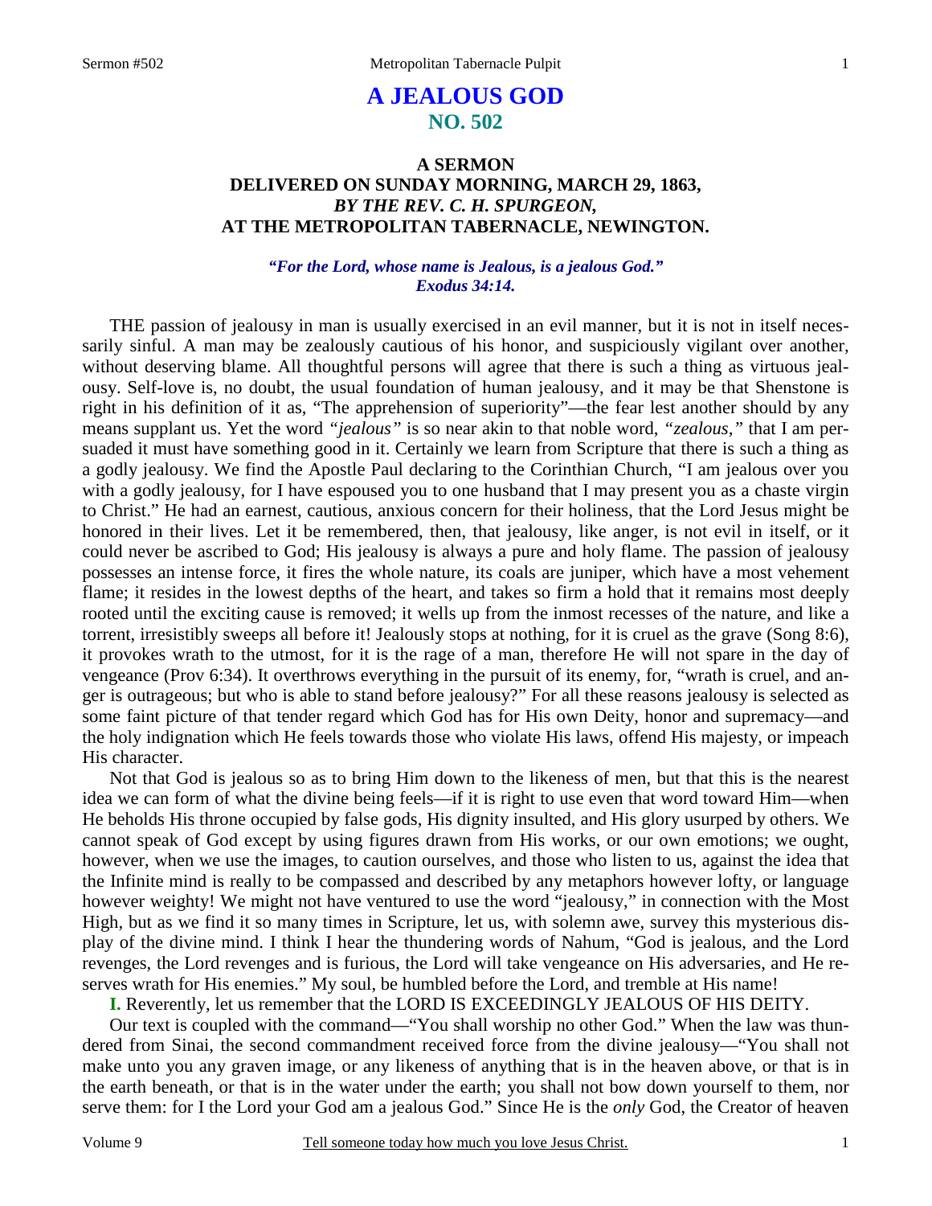# A JEALOUS GOD
## NO. 502

### A SERMON
### DELIVERED ON SUNDAY MORNING, MARCH 29, 1863,
### *BY THE REV. C. H. SPURGEON,*
### AT THE METROPOLITAN TABERNACLE, NEWINGTON.

***"For the Lord, whose name is Jealous, is a jealous God."***
***Exodus 34:14.***

THE passion of jealousy in man is usually exercised in an evil manner, but it is not in itself necessarily sinful. A man may be zealously cautious of his honor, and suspiciously vigilant over another, without deserving blame. All thoughtful persons will agree that there is such a thing as virtuous jealousy. Self-love is, no doubt, the usual foundation of human jealousy, and it may be that Shenstone is right in his definition of it as, "The apprehension of superiority"—the fear lest another should by any means supplant us. Yet the word *"jealous"* is so near akin to that noble word, *"zealous,"* that I am persuaded it must have something good in it. Certainly we learn from Scripture that there is such a thing as a godly jealousy. We find the Apostle Paul declaring to the Corinthian Church, "I am jealous over you with a godly jealousy, for I have espoused you to one husband that I may present you as a chaste virgin to Christ." He had an earnest, cautious, anxious concern for their holiness, that the Lord Jesus might be honored in their lives. Let it be remembered, then, that jealousy, like anger, is not evil in itself, or it could never be ascribed to God; His jealousy is always a pure and holy flame. The passion of jealousy possesses an intense force, it fires the whole nature, its coals are juniper, which have a most vehement flame; it resides in the lowest depths of the heart, and takes so firm a hold that it remains most deeply rooted until the exciting cause is removed; it wells up from the inmost recesses of the nature, and like a torrent, irresistibly sweeps all before it! Jealously stops at nothing, for it is cruel as the grave (Song 8:6), it provokes wrath to the utmost, for it is the rage of a man, therefore He will not spare in the day of vengeance (Prov 6:34). It overthrows everything in the pursuit of its enemy, for, "wrath is cruel, and anger is outrageous; but who is able to stand before jealousy?" For all these reasons jealousy is selected as some faint picture of that tender regard which God has for His own Deity, honor and supremacy—and the holy indignation which He feels towards those who violate His laws, offend His majesty, or impeach His character.

Not that God is jealous so as to bring Him down to the likeness of men, but that this is the nearest idea we can form of what the divine being feels—if it is right to use even that word toward Him—when He beholds His throne occupied by false gods, His dignity insulted, and His glory usurped by others. We cannot speak of God except by using figures drawn from His works, or our own emotions; we ought, however, when we use the images, to caution ourselves, and those who listen to us, against the idea that the Infinite mind is really to be compassed and described by any metaphors however lofty, or language however weighty! We might not have ventured to use the word "jealousy," in connection with the Most High, but as we find it so many times in Scripture, let us, with solemn awe, survey this mysterious display of the divine mind. I think I hear the thundering words of Nahum, "God is jealous, and the Lord revenges, the Lord revenges and is furious, the Lord will take vengeance on His adversaries, and He reserves wrath for His enemies." My soul, be humbled before the Lord, and tremble at His name!

**I.** Reverently, let us remember that the LORD IS EXCEEDINGLY JEALOUS OF HIS DEITY.

Our text is coupled with the command—"You shall worship no other God." When the law was thundered from Sinai, the second commandment received force from the divine jealousy—"You shall not make unto you any graven image, or any likeness of anything that is in the heaven above, or that is in the earth beneath, or that is in the water under the earth; you shall not bow down yourself to them, nor serve them: for I the Lord your God am a jealous God." Since He is the *only* God, the Creator of heaven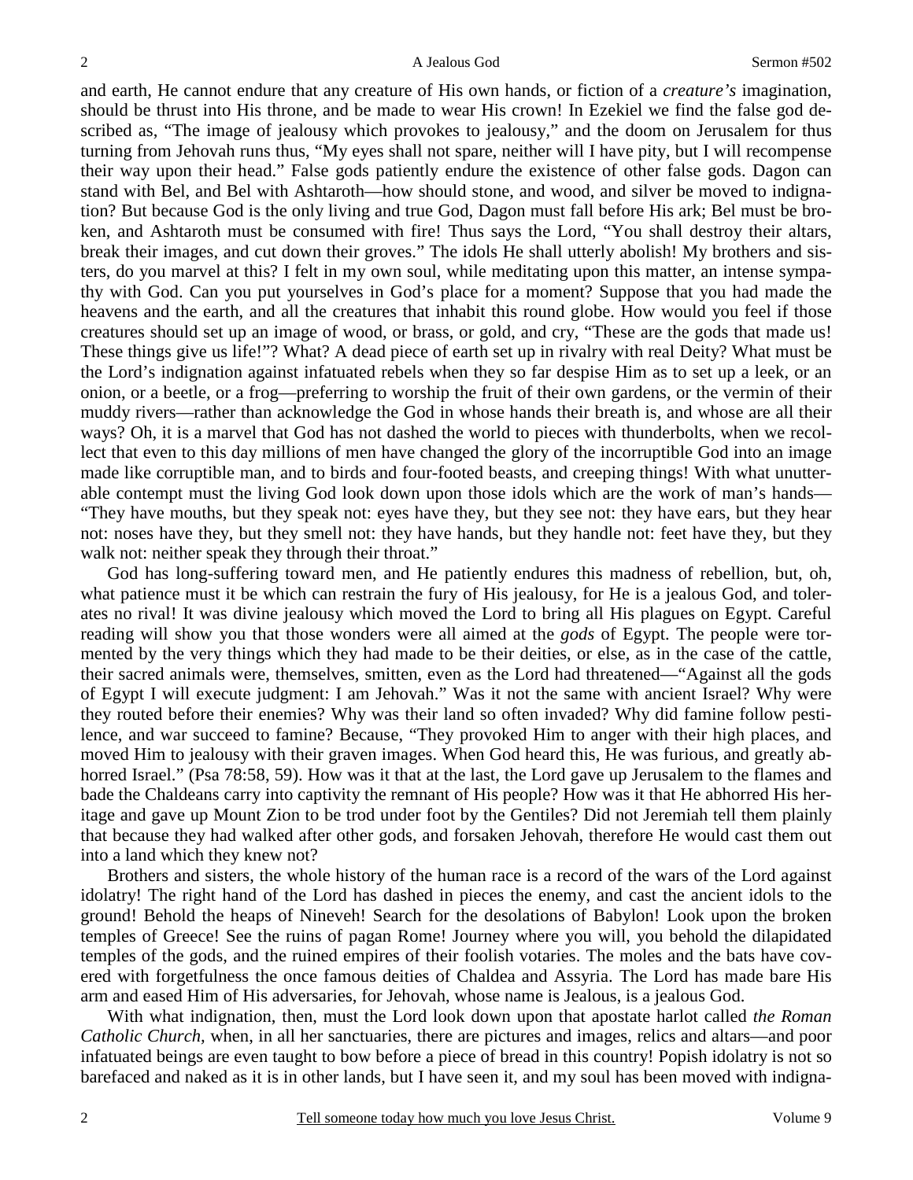and earth, He cannot endure that any creature of His own hands, or fiction of a *creature's* imagination, should be thrust into His throne, and be made to wear His crown! In Ezekiel we find the false god described as, "The image of jealousy which provokes to jealousy," and the doom on Jerusalem for thus turning from Jehovah runs thus, "My eyes shall not spare, neither will I have pity, but I will recompense their way upon their head." False gods patiently endure the existence of other false gods. Dagon can stand with Bel, and Bel with Ashtaroth—how should stone, and wood, and silver be moved to indignation? But because God is the only living and true God, Dagon must fall before His ark; Bel must be broken, and Ashtaroth must be consumed with fire! Thus says the Lord, "You shall destroy their altars, break their images, and cut down their groves." The idols He shall utterly abolish! My brothers and sisters, do you marvel at this? I felt in my own soul, while meditating upon this matter, an intense sympathy with God. Can you put yourselves in God's place for a moment? Suppose that you had made the heavens and the earth, and all the creatures that inhabit this round globe. How would you feel if those creatures should set up an image of wood, or brass, or gold, and cry, "These are the gods that made us! These things give us life!"? What? A dead piece of earth set up in rivalry with real Deity? What must be the Lord's indignation against infatuated rebels when they so far despise Him as to set up a leek, or an onion, or a beetle, or a frog—preferring to worship the fruit of their own gardens, or the vermin of their muddy rivers—rather than acknowledge the God in whose hands their breath is, and whose are all their ways? Oh, it is a marvel that God has not dashed the world to pieces with thunderbolts, when we recollect that even to this day millions of men have changed the glory of the incorruptible God into an image made like corruptible man, and to birds and four-footed beasts, and creeping things! With what unutterable contempt must the living God look down upon those idols which are the work of man's hands—"They have mouths, but they speak not: eyes have they, but they see not: they have ears, but they hear not: noses have they, but they smell not: they have hands, but they handle not: feet have they, but they walk not: neither speak they through their throat."

God has long-suffering toward men, and He patiently endures this madness of rebellion, but, oh, what patience must it be which can restrain the fury of His jealousy, for He is a jealous God, and tolerates no rival! It was divine jealousy which moved the Lord to bring all His plagues on Egypt. Careful reading will show you that those wonders were all aimed at the *gods* of Egypt. The people were tormented by the very things which they had made to be their deities, or else, as in the case of the cattle, their sacred animals were, themselves, smitten, even as the Lord had threatened—"Against all the gods of Egypt I will execute judgment: I am Jehovah." Was it not the same with ancient Israel? Why were they routed before their enemies? Why was their land so often invaded? Why did famine follow pestilence, and war succeed to famine? Because, "They provoked Him to anger with their high places, and moved Him to jealousy with their graven images. When God heard this, He was furious, and greatly abhorred Israel." (Psa 78:58, 59). How was it that at the last, the Lord gave up Jerusalem to the flames and bade the Chaldeans carry into captivity the remnant of His people? How was it that He abhorred His heritage and gave up Mount Zion to be trod under foot by the Gentiles? Did not Jeremiah tell them plainly that because they had walked after other gods, and forsaken Jehovah, therefore He would cast them out into a land which they knew not?

Brothers and sisters, the whole history of the human race is a record of the wars of the Lord against idolatry! The right hand of the Lord has dashed in pieces the enemy, and cast the ancient idols to the ground! Behold the heaps of Nineveh! Search for the desolations of Babylon! Look upon the broken temples of Greece! See the ruins of pagan Rome! Journey where you will, you behold the dilapidated temples of the gods, and the ruined empires of their foolish votaries. The moles and the bats have covered with forgetfulness the once famous deities of Chaldea and Assyria. The Lord has made bare His arm and eased Him of His adversaries, for Jehovah, whose name is Jealous, is a jealous God.

With what indignation, then, must the Lord look down upon that apostate harlot called *the Roman Catholic Church,* when, in all her sanctuaries, there are pictures and images, relics and altars—and poor infatuated beings are even taught to bow before a piece of bread in this country! Popish idolatry is not so barefaced and naked as it is in other lands, but I have seen it, and my soul has been moved with indigna-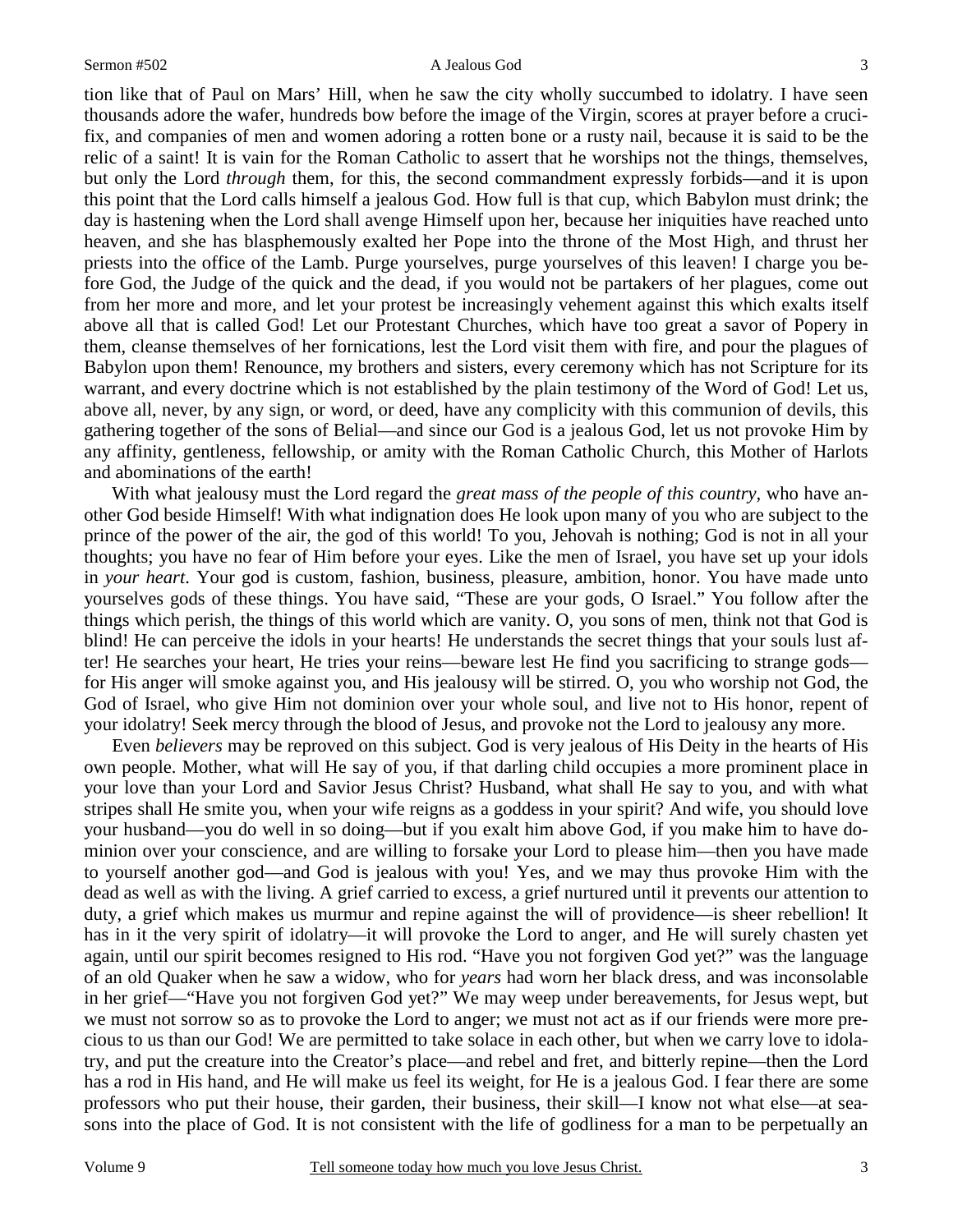tion like that of Paul on Mars' Hill, when he saw the city wholly succumbed to idolatry. I have seen thousands adore the wafer, hundreds bow before the image of the Virgin, scores at prayer before a crucifix, and companies of men and women adoring a rotten bone or a rusty nail, because it is said to be the relic of a saint! It is vain for the Roman Catholic to assert that he worships not the things, themselves, but only the Lord *through* them, for this, the second commandment expressly forbids—and it is upon this point that the Lord calls himself a jealous God. How full is that cup, which Babylon must drink; the day is hastening when the Lord shall avenge Himself upon her, because her iniquities have reached unto heaven, and she has blasphemously exalted her Pope into the throne of the Most High, and thrust her priests into the office of the Lamb. Purge yourselves, purge yourselves of this leaven! I charge you before God, the Judge of the quick and the dead, if you would not be partakers of her plagues, come out from her more and more, and let your protest be increasingly vehement against this which exalts itself above all that is called God! Let our Protestant Churches, which have too great a savor of Popery in them, cleanse themselves of her fornications, lest the Lord visit them with fire, and pour the plagues of Babylon upon them! Renounce, my brothers and sisters, every ceremony which has not Scripture for its warrant, and every doctrine which is not established by the plain testimony of the Word of God! Let us, above all, never, by any sign, or word, or deed, have any complicity with this communion of devils, this gathering together of the sons of Belial—and since our God is a jealous God, let us not provoke Him by any affinity, gentleness, fellowship, or amity with the Roman Catholic Church, this Mother of Harlots and abominations of the earth!

With what jealousy must the Lord regard the *great mass of the people of this country*, who have another God beside Himself! With what indignation does He look upon many of you who are subject to the prince of the power of the air, the god of this world! To you, Jehovah is nothing; God is not in all your thoughts; you have no fear of Him before your eyes. Like the men of Israel, you have set up your idols in *your heart*. Your god is custom, fashion, business, pleasure, ambition, honor. You have made unto yourselves gods of these things. You have said, "These are your gods, O Israel." You follow after the things which perish, the things of this world which are vanity. O, you sons of men, think not that God is blind! He can perceive the idols in your hearts! He understands the secret things that your souls lust after! He searches your heart, He tries your reins—beware lest He find you sacrificing to strange gods—for His anger will smoke against you, and His jealousy will be stirred. O, you who worship not God, the God of Israel, who give Him not dominion over your whole soul, and live not to His honor, repent of your idolatry! Seek mercy through the blood of Jesus, and provoke not the Lord to jealousy any more.

Even *believers* may be reproved on this subject. God is very jealous of His Deity in the hearts of His own people. Mother, what will He say of you, if that darling child occupies a more prominent place in your love than your Lord and Savior Jesus Christ? Husband, what shall He say to you, and with what stripes shall He smite you, when your wife reigns as a goddess in your spirit? And wife, you should love your husband—you do well in so doing—but if you exalt him above God, if you make him to have dominion over your conscience, and are willing to forsake your Lord to please him—then you have made to yourself another god—and God is jealous with you! Yes, and we may thus provoke Him with the dead as well as with the living. A grief carried to excess, a grief nurtured until it prevents our attention to duty, a grief which makes us murmur and repine against the will of providence—is sheer rebellion! It has in it the very spirit of idolatry—it will provoke the Lord to anger, and He will surely chasten yet again, until our spirit becomes resigned to His rod. "Have you not forgiven God yet?" was the language of an old Quaker when he saw a widow, who for *years* had worn her black dress, and was inconsolable in her grief—"Have you not forgiven God yet?" We may weep under bereavements, for Jesus wept, but we must not sorrow so as to provoke the Lord to anger; we must not act as if our friends were more precious to us than our God! We are permitted to take solace in each other, but when we carry love to idolatry, and put the creature into the Creator's place—and rebel and fret, and bitterly repine—then the Lord has a rod in His hand, and He will make us feel its weight, for He is a jealous God. I fear there are some professors who put their house, their garden, their business, their skill—I know not what else—at seasons into the place of God. It is not consistent with the life of godliness for a man to be perpetually an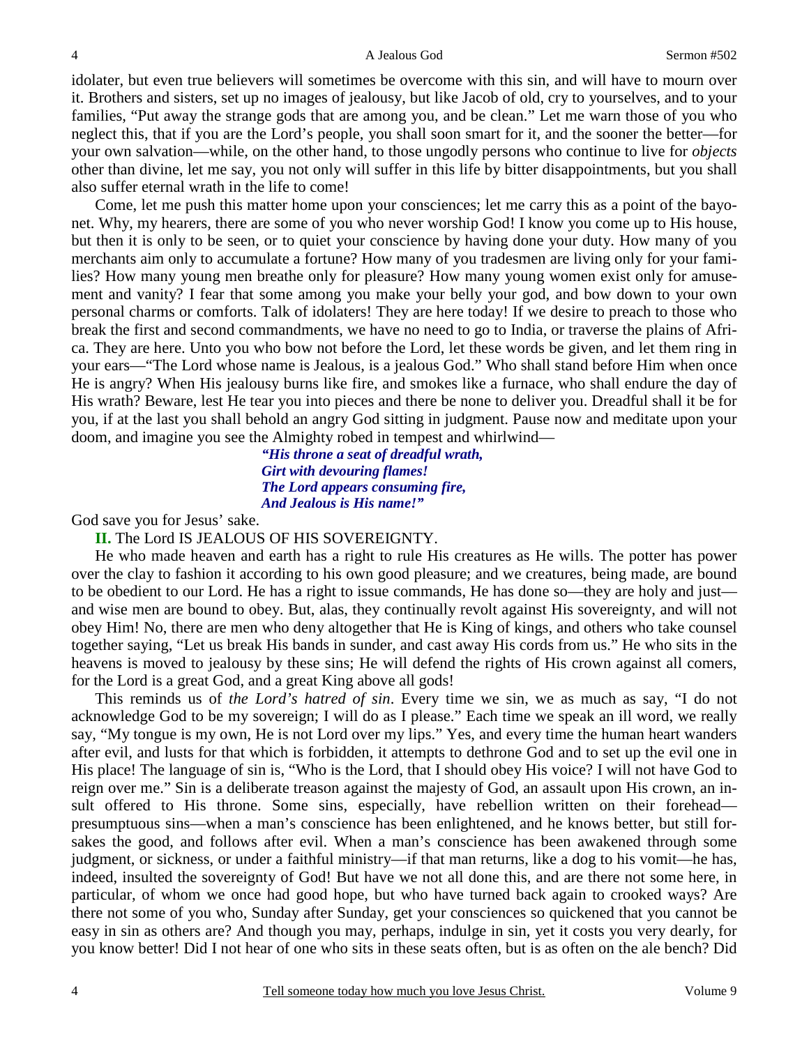idolater, but even true believers will sometimes be overcome with this sin, and will have to mourn over it. Brothers and sisters, set up no images of jealousy, but like Jacob of old, cry to yourselves, and to your families, "Put away the strange gods that are among you, and be clean." Let me warn those of you who neglect this, that if you are the Lord's people, you shall soon smart for it, and the sooner the better—for your own salvation—while, on the other hand, to those ungodly persons who continue to live for *objects* other than divine, let me say, you not only will suffer in this life by bitter disappointments, but you shall also suffer eternal wrath in the life to come!

Come, let me push this matter home upon your consciences; let me carry this as a point of the bayonet. Why, my hearers, there are some of you who never worship God! I know you come up to His house, but then it is only to be seen, or to quiet your conscience by having done your duty. How many of you merchants aim only to accumulate a fortune? How many of you tradesmen are living only for your families? How many young men breathe only for pleasure? How many young women exist only for amusement and vanity? I fear that some among you make your belly your god, and bow down to your own personal charms or comforts. Talk of idolaters! They are here today! If we desire to preach to those who break the first and second commandments, we have no need to go to India, or traverse the plains of Africa. They are here. Unto you who bow not before the Lord, let these words be given, and let them ring in your ears—"The Lord whose name is Jealous, is a jealous God." Who shall stand before Him when once He is angry? When His jealousy burns like fire, and smokes like a furnace, who shall endure the day of His wrath? Beware, lest He tear you into pieces and there be none to deliver you. Dreadful shall it be for you, if at the last you shall behold an angry God sitting in judgment. Pause now and meditate upon your doom, and imagine you see the Almighty robed in tempest and whirlwind—

> ***"His throne a seat of dreadful wrath,***
> ***Girt with devouring flames!***
> ***The Lord appears consuming fire,***
> ***And Jealous is His name!"***

God save you for Jesus' sake.

## II. The Lord IS JEALOUS OF HIS SOVEREIGNTY.

He who made heaven and earth has a right to rule His creatures as He wills. The potter has power over the clay to fashion it according to his own good pleasure; and we creatures, being made, are bound to be obedient to our Lord. He has a right to issue commands, He has done so—they are holy and just—and wise men are bound to obey. But, alas, they continually revolt against His sovereignty, and will not obey Him! No, there are men who deny altogether that He is King of kings, and others who take counsel together saying, "Let us break His bands in sunder, and cast away His cords from us." He who sits in the heavens is moved to jealousy by these sins; He will defend the rights of His crown against all comers, for the Lord is a great God, and a great King above all gods!

This reminds us of *the Lord's hatred of sin*. Every time we sin, we as much as say, "I do not acknowledge God to be my sovereign; I will do as I please." Each time we speak an ill word, we really say, "My tongue is my own, He is not Lord over my lips." Yes, and every time the human heart wanders after evil, and lusts for that which is forbidden, it attempts to dethrone God and to set up the evil one in His place! The language of sin is, "Who is the Lord, that I should obey His voice? I will not have God to reign over me." Sin is a deliberate treason against the majesty of God, an assault upon His crown, an insult offered to His throne. Some sins, especially, have rebellion written on their forehead—presumptuous sins—when a man's conscience has been enlightened, and he knows better, but still forsakes the good, and follows after evil. When a man's conscience has been awakened through some judgment, or sickness, or under a faithful ministry—if that man returns, like a dog to his vomit—he has, indeed, insulted the sovereignty of God! But have we not all done this, and are there not some here, in particular, of whom we once had good hope, but who have turned back again to crooked ways? Are there not some of you who, Sunday after Sunday, get your consciences so quickened that you cannot be easy in sin as others are? And though you may, perhaps, indulge in sin, yet it costs you very dearly, for you know better! Did I not hear of one who sits in these seats often, but is as often on the ale bench? Did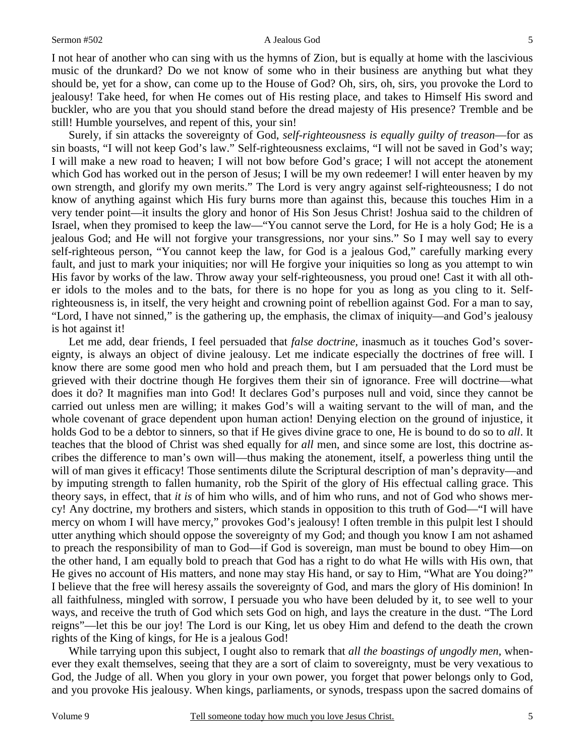I not hear of another who can sing with us the hymns of Zion, but is equally at home with the lascivious music of the drunkard? Do we not know of some who in their business are anything but what they should be, yet for a show, can come up to the House of God? Oh, sirs, oh, sirs, you provoke the Lord to jealousy! Take heed, for when He comes out of His resting place, and takes to Himself His sword and buckler, who are you that you should stand before the dread majesty of His presence? Tremble and be still! Humble yourselves, and repent of this, your sin!

Surely, if sin attacks the sovereignty of God, *self-righteousness is equally guilty of treason*—for as sin boasts, "I will not keep God's law." Self-righteousness exclaims, "I will not be saved in God's way; I will make a new road to heaven; I will not bow before God's grace; I will not accept the atonement which God has worked out in the person of Jesus; I will be my own redeemer! I will enter heaven by my own strength, and glorify my own merits." The Lord is very angry against self-righteousness; I do not know of anything against which His fury burns more than against this, because this touches Him in a very tender point—it insults the glory and honor of His Son Jesus Christ! Joshua said to the children of Israel, when they promised to keep the law—"You cannot serve the Lord, for He is a holy God; He is a jealous God; and He will not forgive your transgressions, nor your sins." So I may well say to every self-righteous person, "You cannot keep the law, for God is a jealous God," carefully marking every fault, and just to mark your iniquities; nor will He forgive your iniquities so long as you attempt to win His favor by works of the law. Throw away your self-righteousness, you proud one! Cast it with all other idols to the moles and to the bats, for there is no hope for you as long as you cling to it. Self-righteousness is, in itself, the very height and crowning point of rebellion against God. For a man to say, "Lord, I have not sinned," is the gathering up, the emphasis, the climax of iniquity—and God's jealousy is hot against it!

Let me add, dear friends, I feel persuaded that *false doctrine,* inasmuch as it touches God's sovereignty, is always an object of divine jealousy. Let me indicate especially the doctrines of free will. I know there are some good men who hold and preach them, but I am persuaded that the Lord must be grieved with their doctrine though He forgives them their sin of ignorance. Free will doctrine—what does it do? It magnifies man into God! It declares God's purposes null and void, since they cannot be carried out unless men are willing; it makes God's will a waiting servant to the will of man, and the whole covenant of grace dependent upon human action! Denying election on the ground of injustice, it holds God to be a debtor to sinners, so that if He gives divine grace to one, He is bound to do so to *all*. It teaches that the blood of Christ was shed equally for *all* men, and since some are lost, this doctrine ascribes the difference to man's own will—thus making the atonement, itself, a powerless thing until the will of man gives it efficacy! Those sentiments dilute the Scriptural description of man's depravity—and by imputing strength to fallen humanity, rob the Spirit of the glory of His effectual calling grace. This theory says, in effect, that *it is* of him who wills, and of him who runs, and not of God who shows mercy! Any doctrine, my brothers and sisters, which stands in opposition to this truth of God—"I will have mercy on whom I will have mercy," provokes God's jealousy! I often tremble in this pulpit lest I should utter anything which should oppose the sovereignty of my God; and though you know I am not ashamed to preach the responsibility of man to God—if God is sovereign, man must be bound to obey Him—on the other hand, I am equally bold to preach that God has a right to do what He wills with His own, that He gives no account of His matters, and none may stay His hand, or say to Him, "What are You doing?" I believe that the free will heresy assails the sovereignty of God, and mars the glory of His dominion! In all faithfulness, mingled with sorrow, I persuade you who have been deluded by it, to see well to your ways, and receive the truth of God which sets God on high, and lays the creature in the dust. "The Lord reigns"—let this be our joy! The Lord is our King, let us obey Him and defend to the death the crown rights of the King of kings, for He is a jealous God!

While tarrying upon this subject, I ought also to remark that *all the boastings of ungodly men,* whenever they exalt themselves, seeing that they are a sort of claim to sovereignty, must be very vexatious to God, the Judge of all. When you glory in your own power, you forget that power belongs only to God, and you provoke His jealousy. When kings, parliaments, or synods, trespass upon the sacred domains of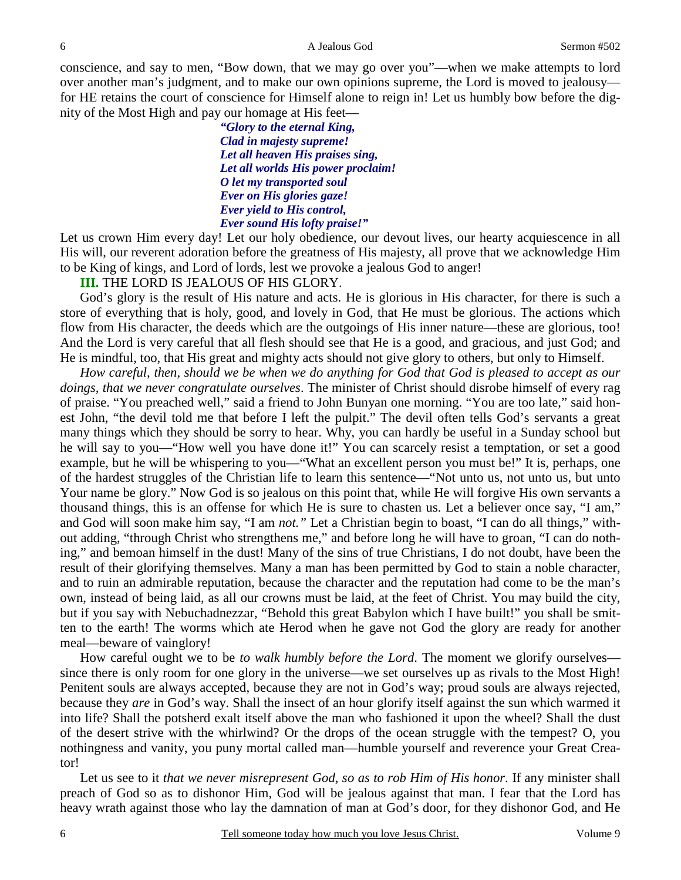conscience, and say to men, "Bow down, that we may go over you"—when we make attempts to lord over another man's judgment, and to make our own opinions supreme, the Lord is moved to jealousy—for HE retains the court of conscience for Himself alone to reign in! Let us humbly bow before the dignity of the Most High and pay our homage at His feet—

> ***"Glory to the eternal King,***
> ***Clad in majesty supreme!***
> ***Let all heaven His praises sing,***
> ***Let all worlds His power proclaim!***
> ***O let my transported soul***
> ***Ever on His glories gaze!***
> ***Ever yield to His control,***
> ***Ever sound His lofty praise!"***

Let us crown Him every day! Let our holy obedience, our devout lives, our hearty acquiescence in all His will, our reverent adoration before the greatness of His majesty, all prove that we acknowledge Him to be King of kings, and Lord of lords, lest we provoke a jealous God to anger!

**III.** THE LORD IS JEALOUS OF HIS GLORY.

God's glory is the result of His nature and acts. He is glorious in His character, for there is such a store of everything that is holy, good, and lovely in God, that He must be glorious. The actions which flow from His character, the deeds which are the outgoings of His inner nature—these are glorious, too! And the Lord is very careful that all flesh should see that He is a good, and gracious, and just God; and He is mindful, too, that His great and mighty acts should not give glory to others, but only to Himself.

*How careful, then, should we be when we do anything for God that God is pleased to accept as our doings, that we never congratulate ourselves*. The minister of Christ should disrobe himself of every rag of praise. "You preached well," said a friend to John Bunyan one morning. "You are too late," said honest John, "the devil told me that before I left the pulpit." The devil often tells God's servants a great many things which they should be sorry to hear. Why, you can hardly be useful in a Sunday school but he will say to you—"How well you have done it!" You can scarcely resist a temptation, or set a good example, but he will be whispering to you—"What an excellent person you must be!" It is, perhaps, one of the hardest struggles of the Christian life to learn this sentence—"Not unto us, not unto us, but unto Your name be glory." Now God is so jealous on this point that, while He will forgive His own servants a thousand things, this is an offense for which He is sure to chasten us. Let a believer once say, "I am," and God will soon make him say, "I am *not."* Let a Christian begin to boast, "I can do all things," without adding, "through Christ who strengthens me," and before long he will have to groan, "I can do nothing," and bemoan himself in the dust! Many of the sins of true Christians, I do not doubt, have been the result of their glorifying themselves. Many a man has been permitted by God to stain a noble character, and to ruin an admirable reputation, because the character and the reputation had come to be the man's own, instead of being laid, as all our crowns must be laid, at the feet of Christ. You may build the city, but if you say with Nebuchadnezzar, "Behold this great Babylon which I have built!" you shall be smitten to the earth! The worms which ate Herod when he gave not God the glory are ready for another meal—beware of vainglory!

How careful ought we to be *to walk humbly before the Lord*. The moment we glorify ourselves—since there is only room for one glory in the universe—we set ourselves up as rivals to the Most High! Penitent souls are always accepted, because they are not in God's way; proud souls are always rejected, because they *are* in God's way. Shall the insect of an hour glorify itself against the sun which warmed it into life? Shall the potsherd exalt itself above the man who fashioned it upon the wheel? Shall the dust of the desert strive with the whirlwind? Or the drops of the ocean struggle with the tempest? O, you nothingness and vanity, you puny mortal called man—humble yourself and reverence your Great Creator!

Let us see to it *that we never misrepresent God, so as to rob Him of His honor*. If any minister shall preach of God so as to dishonor Him, God will be jealous against that man. I fear that the Lord has heavy wrath against those who lay the damnation of man at God's door, for they dishonor God, and He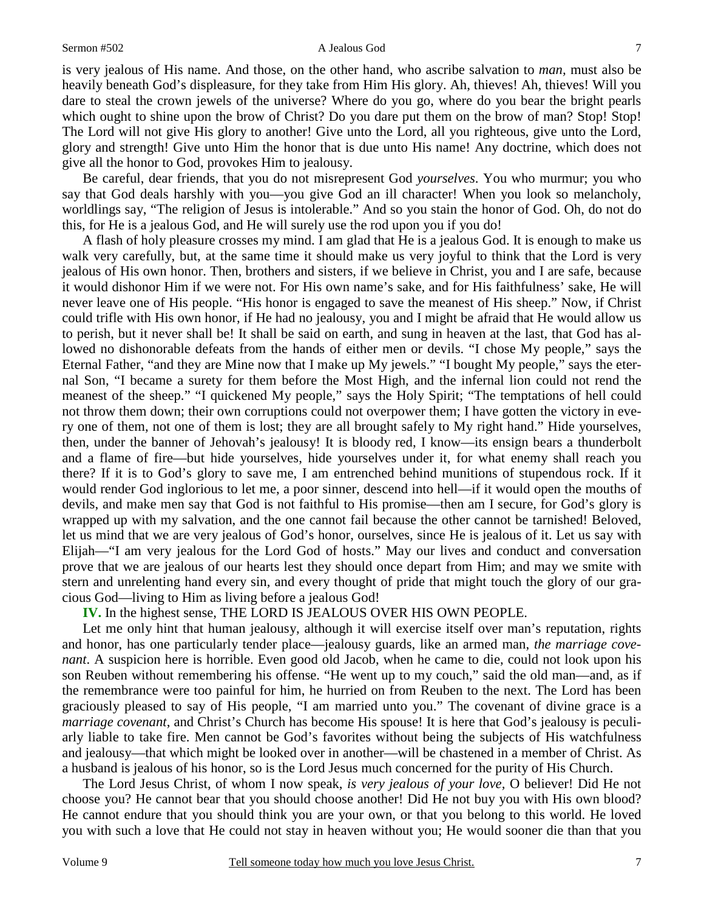is very jealous of His name. And those, on the other hand, who ascribe salvation to *man*, must also be heavily beneath God's displeasure, for they take from Him His glory. Ah, thieves! Ah, thieves! Will you dare to steal the crown jewels of the universe? Where do you go, where do you bear the bright pearls which ought to shine upon the brow of Christ? Do you dare put them on the brow of man? Stop! Stop! The Lord will not give His glory to another! Give unto the Lord, all you righteous, give unto the Lord, glory and strength! Give unto Him the honor that is due unto His name! Any doctrine, which does not give all the honor to God, provokes Him to jealousy.

Be careful, dear friends, that you do not misrepresent God *yourselves*. You who murmur; you who say that God deals harshly with you—you give God an ill character! When you look so melancholy, worldlings say, "The religion of Jesus is intolerable." And so you stain the honor of God. Oh, do not do this, for He is a jealous God, and He will surely use the rod upon you if you do!

A flash of holy pleasure crosses my mind. I am glad that He is a jealous God. It is enough to make us walk very carefully, but, at the same time it should make us very joyful to think that the Lord is very jealous of His own honor. Then, brothers and sisters, if we believe in Christ, you and I are safe, because it would dishonor Him if we were not. For His own name's sake, and for His faithfulness' sake, He will never leave one of His people. "His honor is engaged to save the meanest of His sheep." Now, if Christ could trifle with His own honor, if He had no jealousy, you and I might be afraid that He would allow us to perish, but it never shall be! It shall be said on earth, and sung in heaven at the last, that God has allowed no dishonorable defeats from the hands of either men or devils. "I chose My people," says the Eternal Father, "and they are Mine now that I make up My jewels." "I bought My people," says the eternal Son, "I became a surety for them before the Most High, and the infernal lion could not rend the meanest of the sheep." "I quickened My people," says the Holy Spirit; "The temptations of hell could not throw them down; their own corruptions could not overpower them; I have gotten the victory in every one of them, not one of them is lost; they are all brought safely to My right hand." Hide yourselves, then, under the banner of Jehovah's jealousy! It is bloody red, I know—its ensign bears a thunderbolt and a flame of fire—but hide yourselves, hide yourselves under it, for what enemy shall reach you there? If it is to God's glory to save me, I am entrenched behind munitions of stupendous rock. If it would render God inglorious to let me, a poor sinner, descend into hell—if it would open the mouths of devils, and make men say that God is not faithful to His promise—then am I secure, for God's glory is wrapped up with my salvation, and the one cannot fail because the other cannot be tarnished! Beloved, let us mind that we are very jealous of God's honor, ourselves, since He is jealous of it. Let us say with Elijah—"I am very jealous for the Lord God of hosts." May our lives and conduct and conversation prove that we are jealous of our hearts lest they should once depart from Him; and may we smite with stern and unrelenting hand every sin, and every thought of pride that might touch the glory of our gracious God—living to Him as living before a jealous God!

**IV.** In the highest sense, THE LORD IS JEALOUS OVER HIS OWN PEOPLE.

Let me only hint that human jealousy, although it will exercise itself over man's reputation, rights and honor, has one particularly tender place—jealousy guards, like an armed man, *the marriage covenant*. A suspicion here is horrible. Even good old Jacob, when he came to die, could not look upon his son Reuben without remembering his offense. "He went up to my couch," said the old man—and, as if the remembrance were too painful for him, he hurried on from Reuben to the next. The Lord has been graciously pleased to say of His people, "I am married unto you." The covenant of divine grace is a *marriage covenant*, and Christ's Church has become His spouse! It is here that God's jealousy is peculiarly liable to take fire. Men cannot be God's favorites without being the subjects of His watchfulness and jealousy—that which might be looked over in another—will be chastened in a member of Christ. As a husband is jealous of his honor, so is the Lord Jesus much concerned for the purity of His Church.

The Lord Jesus Christ, of whom I now speak, *is very jealous of your love*, O believer! Did He not choose you? He cannot bear that you should choose another! Did He not buy you with His own blood? He cannot endure that you should think you are your own, or that you belong to this world. He loved you with such a love that He could not stay in heaven without you; He would sooner die than that you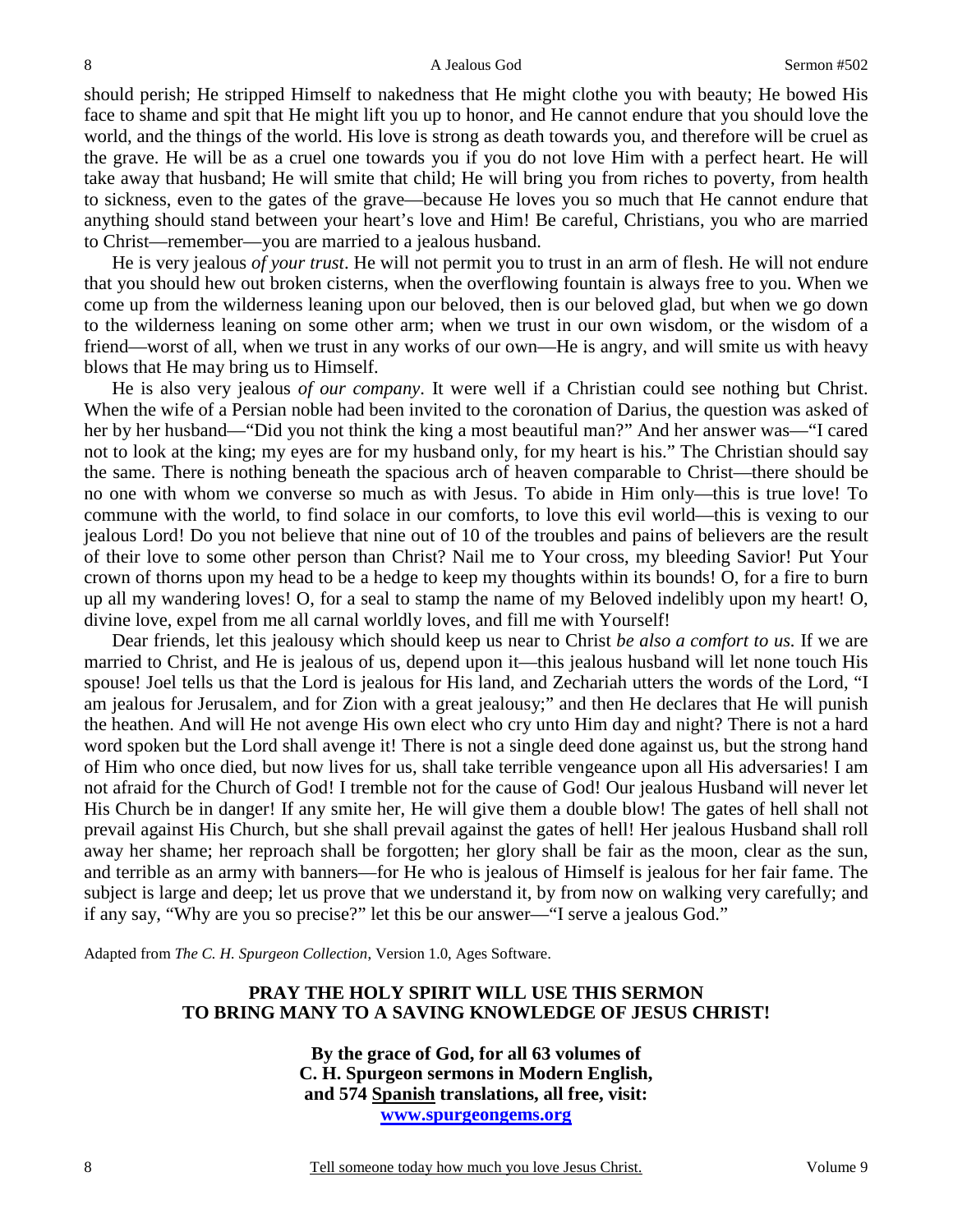should perish; He stripped Himself to nakedness that He might clothe you with beauty; He bowed His face to shame and spit that He might lift you up to honor, and He cannot endure that you should love the world, and the things of the world. His love is strong as death towards you, and therefore will be cruel as the grave. He will be as a cruel one towards you if you do not love Him with a perfect heart. He will take away that husband; He will smite that child; He will bring you from riches to poverty, from health to sickness, even to the gates of the grave—because He loves you so much that He cannot endure that anything should stand between your heart's love and Him! Be careful, Christians, you who are married to Christ—remember—you are married to a jealous husband.

He is very jealous *of your trust*. He will not permit you to trust in an arm of flesh. He will not endure that you should hew out broken cisterns, when the overflowing fountain is always free to you. When we come up from the wilderness leaning upon our beloved, then is our beloved glad, but when we go down to the wilderness leaning on some other arm; when we trust in our own wisdom, or the wisdom of a friend—worst of all, when we trust in any works of our own—He is angry, and will smite us with heavy blows that He may bring us to Himself.

He is also very jealous *of our company*. It were well if a Christian could see nothing but Christ. When the wife of a Persian noble had been invited to the coronation of Darius, the question was asked of her by her husband—"Did you not think the king a most beautiful man?" And her answer was—"I cared not to look at the king; my eyes are for my husband only, for my heart is his." The Christian should say the same. There is nothing beneath the spacious arch of heaven comparable to Christ—there should be no one with whom we converse so much as with Jesus. To abide in Him only—this is true love! To commune with the world, to find solace in our comforts, to love this evil world—this is vexing to our jealous Lord! Do you not believe that nine out of 10 of the troubles and pains of believers are the result of their love to some other person than Christ? Nail me to Your cross, my bleeding Savior! Put Your crown of thorns upon my head to be a hedge to keep my thoughts within its bounds! O, for a fire to burn up all my wandering loves! O, for a seal to stamp the name of my Beloved indelibly upon my heart! O, divine love, expel from me all carnal worldly loves, and fill me with Yourself!

Dear friends, let this jealousy which should keep us near to Christ *be also a comfort to us.* If we are married to Christ, and He is jealous of us, depend upon it—this jealous husband will let none touch His spouse! Joel tells us that the Lord is jealous for His land, and Zechariah utters the words of the Lord, "I am jealous for Jerusalem, and for Zion with a great jealousy;" and then He declares that He will punish the heathen. And will He not avenge His own elect who cry unto Him day and night? There is not a hard word spoken but the Lord shall avenge it! There is not a single deed done against us, but the strong hand of Him who once died, but now lives for us, shall take terrible vengeance upon all His adversaries! I am not afraid for the Church of God! I tremble not for the cause of God! Our jealous Husband will never let His Church be in danger! If any smite her, He will give them a double blow! The gates of hell shall not prevail against His Church, but she shall prevail against the gates of hell! Her jealous Husband shall roll away her shame; her reproach shall be forgotten; her glory shall be fair as the moon, clear as the sun, and terrible as an army with banners—for He who is jealous of Himself is jealous for her fair fame. The subject is large and deep; let us prove that we understand it, by from now on walking very carefully; and if any say, "Why are you so precise?" let this be our answer—"I serve a jealous God."

Adapted from *The C. H. Spurgeon Collection*, Version 1.0, Ages Software.

**PRAY THE HOLY SPIRIT WILL USE THIS SERMON TO BRING MANY TO A SAVING KNOWLEDGE OF JESUS CHRIST!**

**By the grace of God, for all 63 volumes of C. H. Spurgeon sermons in Modern English, and 574 Spanish translations, all free, visit: www.spurgeongems.org**